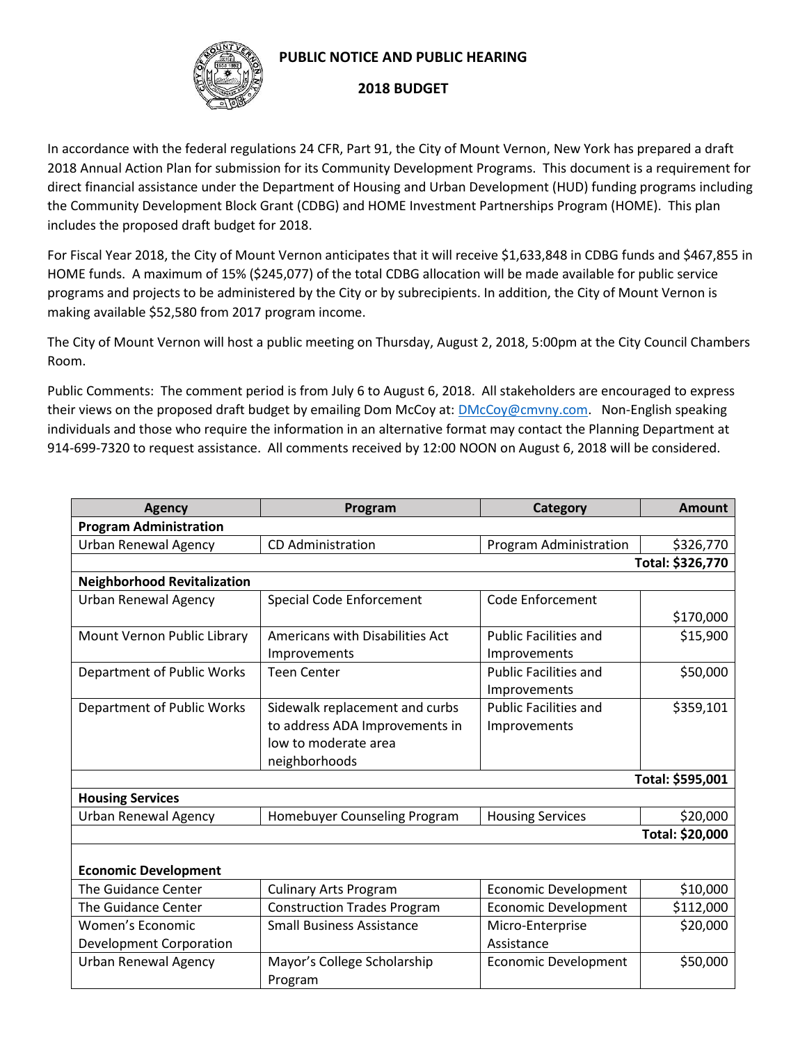# PUBLIC NOTICE AND PUBLIC HEARING

## 2018 BUDGET

In accordance with the federal regulations 24 CFR, Part 91, the City of Mount Vernon, New York has prepared a draft 2018 Annual Action Plan for submission for its Community Development Programs. This document is a requirement for direct financial assistance under the Department of Housing and Urban Development (HUD) funding programs including the Community Development Block Grant (CDBG) and HOME Investment Partnerships Program (HOME). This plan includes the proposed draft budget for 2018.

For Fiscal Year 2018, the City of Mount Vernon anticipates that it will receive $1,633,848 in CDBG funds and $467,855 in HOME funds. A maximum of 15% ($245,077) of the total CDBG allocation will be made available for public service programs and projects to be administered by the City or by subrecipients. In addition, the City of Mount Vernon is making available $52,580 from 2017 program income.

The City of Mount Vernon will host a public meeting on Thursday, August 2, 2018, 5:00pm at the City Council Chambers Room.

Public Comments: The comment period is from July 6 to August 6, 2018. All stakeholders are encouraged to express their views on the proposed draft budget by emailing Dom McCoy at: DMcCoy@cmvny.com. Non-English speaking individuals and those who require the information in an alternative format may contact the Planning Department at 914-699-7320 to request assistance. All comments received by 12:00 NOON on August 6, 2018 will be considered.

| Agency | Program | Category | Amount |
|---|---|---|---|
| **Program Administration** | | | |
| Urban Renewal Agency | CD Administration | Program Administration | $326,770 |
| | | | **Total: $326,770** |
| **Neighborhood Revitalization** | | | |
| Urban Renewal Agency | Special Code Enforcement | Code Enforcement | $170,000 |
| Mount Vernon Public Library | Americans with Disabilities Act Improvements | Public Facilities and Improvements | $15,900 |
| Department of Public Works | Teen Center | Public Facilities and Improvements | $50,000 |
| Department of Public Works | Sidewalk replacement and curbs to address ADA Improvements in low to moderate area neighborhoods | Public Facilities and Improvements | $359,101 |
| | | | **Total: $595,001** |
| **Housing Services** | | | |
| Urban Renewal Agency | Homebuyer Counseling Program | Housing Services | $20,000 |
| | | | **Total: $20,000** |
| **Economic Development** | | | |
| The Guidance Center | Culinary Arts Program | Economic Development | $10,000 |
| The Guidance Center | Construction Trades Program | Economic Development | $112,000 |
| Women's Economic Development Corporation | Small Business Assistance | Micro-Enterprise Assistance | $20,000 |
| Urban Renewal Agency | Mayor's College Scholarship Program | Economic Development | $50,000 |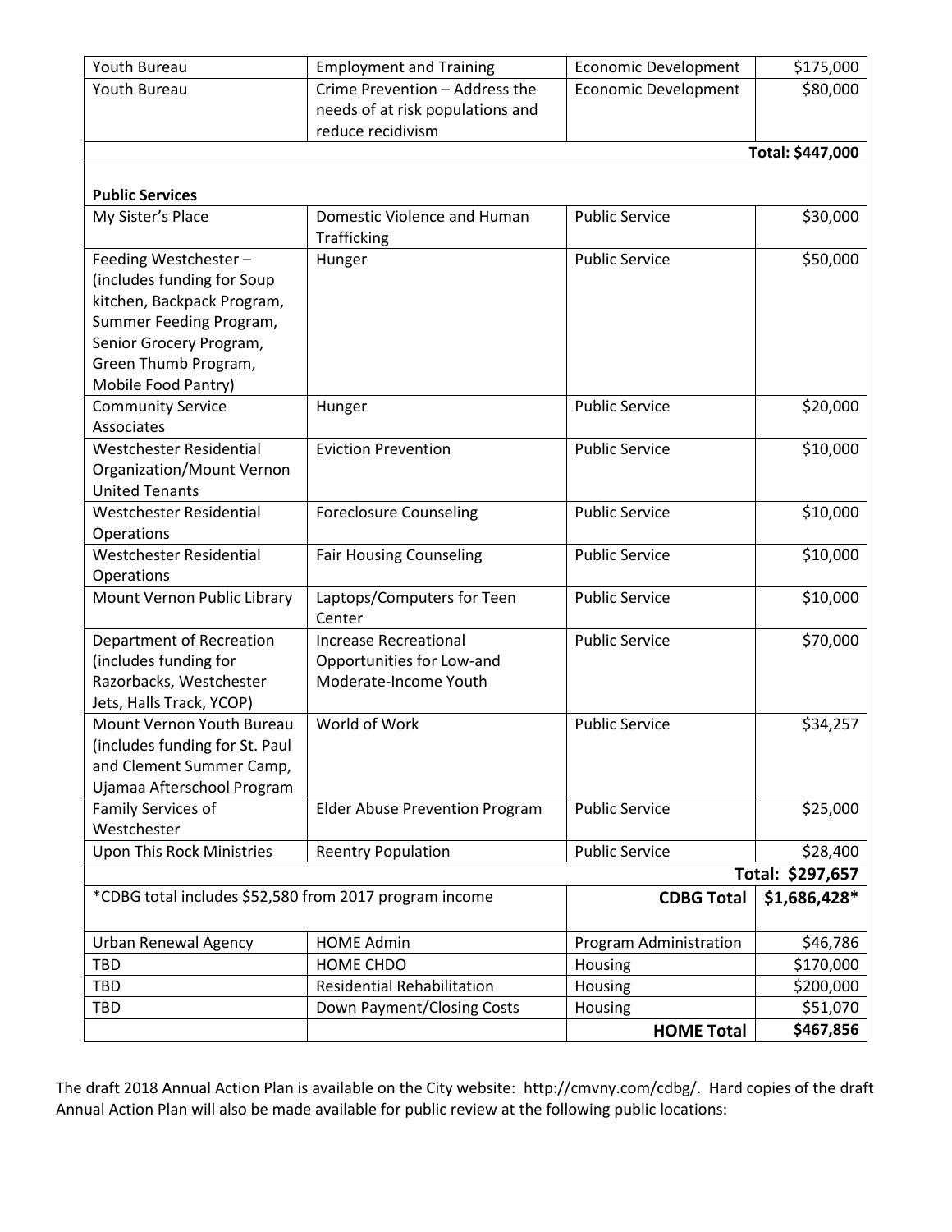| | | | |
|---|---|---|---|
| Youth Bureau | Employment and Training | Economic Development | $175,000 |
| Youth Bureau | Crime Prevention – Address the needs of at risk populations and reduce recidivism | Economic Development | $80,000 |
| | | | **Total: $447,000** |
| **Public Services** | | | |
| My Sister's Place | Domestic Violence and Human Trafficking | Public Service | $30,000 |
| Feeding Westchester – (includes funding for Soup kitchen, Backpack Program, Summer Feeding Program, Senior Grocery Program, Green Thumb Program, Mobile Food Pantry) | Hunger | Public Service | $50,000 |
| Community Service Associates | Hunger | Public Service | $20,000 |
| Westchester Residential Organization/Mount Vernon United Tenants | Eviction Prevention | Public Service | $10,000 |
| Westchester Residential Operations | Foreclosure Counseling | Public Service | $10,000 |
| Westchester Residential Operations | Fair Housing Counseling | Public Service | $10,000 |
| Mount Vernon Public Library | Laptops/Computers for Teen Center | Public Service | $10,000 |
| Department of Recreation (includes funding for Razorbacks, Westchester Jets, Halls Track, YCOP) | Increase Recreational Opportunities for Low-and Moderate-Income Youth | Public Service | $70,000 |
| Mount Vernon Youth Bureau (includes funding for St. Paul and Clement Summer Camp, Ujamaa Afterschool Program | World of Work | Public Service | $34,257 |
| Family Services of Westchester | Elder Abuse Prevention Program | Public Service | $25,000 |
| Upon This Rock Ministries | Reentry Population | Public Service | $28,400 |
| | | | **Total: $297,657** |
| *CDBG total includes $52,580 from 2017 program income | | **CDBG Total** | **$1,686,428*** |
| Urban Renewal Agency | HOME Admin | Program Administration | $46,786 |
| TBD | HOME CHDO | Housing | $170,000 |
| TBD | Residential Rehabilitation | Housing | $200,000 |
| TBD | Down Payment/Closing Costs | Housing | $51,070 |
| | | **HOME Total** | **$467,856** |

The draft 2018 Annual Action Plan is available on the City website: http://cmvny.com/cdbg/. Hard copies of the draft Annual Action Plan will also be made available for public review at the following public locations: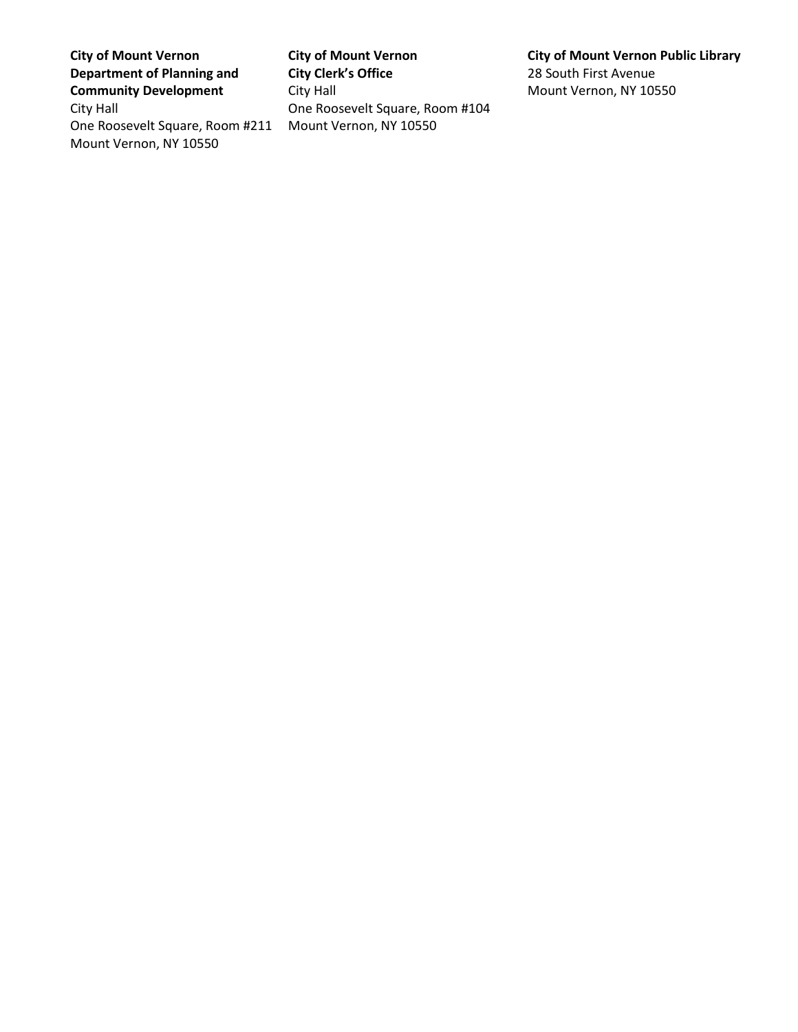**City of Mount Vernon**
**Department of Planning and Community Development**
City Hall
One Roosevelt Square, Room #211
Mount Vernon, NY 10550

**City of Mount Vernon**
**City Clerk's Office**
City Hall
One Roosevelt Square, Room #104
Mount Vernon, NY 10550

**City of Mount Vernon Public Library**
28 South First Avenue
Mount Vernon, NY 10550